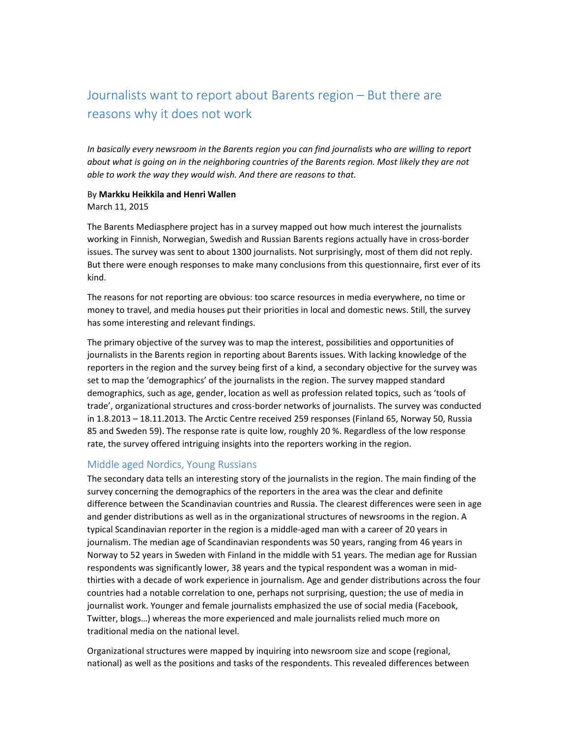# Journalists want to report about Barents region – But there are reasons why it does not work

*In basically every newsroom in the Barents region you can find journalists who are willing to report about what is going on in the neighboring countries of the Barents region. Most likely they are not able to work the way they would wish. And there are reasons to that.*

By **Markku Heikkila and Henri Wallen**
March 11, 2015

The Barents Mediasphere project has in a survey mapped out how much interest the journalists working in Finnish, Norwegian, Swedish and Russian Barents regions actually have in cross-border issues. The survey was sent to about 1300 journalists. Not surprisingly, most of them did not reply. But there were enough responses to make many conclusions from this questionnaire, first ever of its kind.

The reasons for not reporting are obvious: too scarce resources in media everywhere, no time or money to travel, and media houses put their priorities in local and domestic news. Still, the survey has some interesting and relevant findings.

The primary objective of the survey was to map the interest, possibilities and opportunities of journalists in the Barents region in reporting about Barents issues. With lacking knowledge of the reporters in the region and the survey being first of a kind, a secondary objective for the survey was set to map the 'demographics' of the journalists in the region. The survey mapped standard demographics, such as age, gender, location as well as profession related topics, such as 'tools of trade', organizational structures and cross-border networks of journalists. The survey was conducted in 1.8.2013 – 18.11.2013. The Arctic Centre received 259 responses (Finland 65, Norway 50, Russia 85 and Sweden 59). The response rate is quite low, roughly 20 %. Regardless of the low response rate, the survey offered intriguing insights into the reporters working in the region.

## Middle aged Nordics, Young Russians

The secondary data tells an interesting story of the journalists in the region. The main finding of the survey concerning the demographics of the reporters in the area was the clear and definite difference between the Scandinavian countries and Russia. The clearest differences were seen in age and gender distributions as well as in the organizational structures of newsrooms in the region. A typical Scandinavian reporter in the region is a middle-aged man with a career of 20 years in journalism. The median age of Scandinavian respondents was 50 years, ranging from 46 years in Norway to 52 years in Sweden with Finland in the middle with 51 years. The median age for Russian respondents was significantly lower, 38 years and the typical respondent was a woman in mid-thirties with a decade of work experience in journalism. Age and gender distributions across the four countries had a notable correlation to one, perhaps not surprising, question; the use of media in journalist work. Younger and female journalists emphasized the use of social media (Facebook, Twitter, blogs…) whereas the more experienced and male journalists relied much more on traditional media on the national level.

Organizational structures were mapped by inquiring into newsroom size and scope (regional, national) as well as the positions and tasks of the respondents. This revealed differences between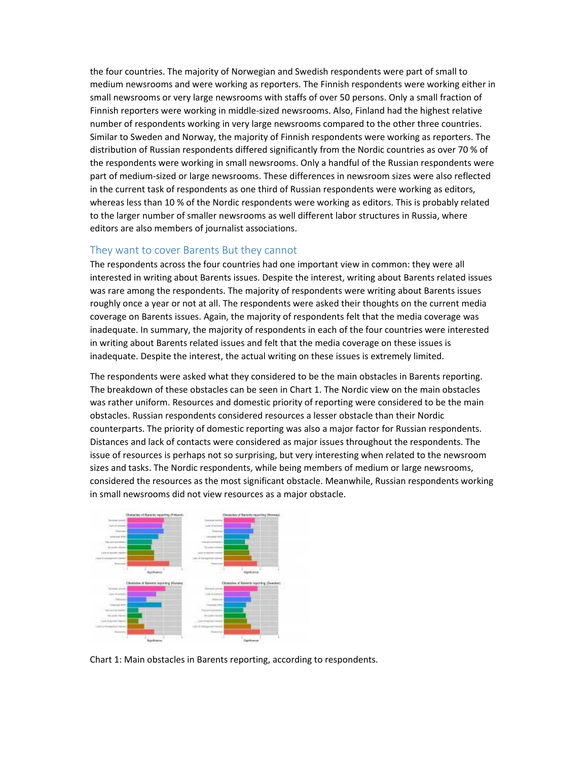the four countries. The majority of Norwegian and Swedish respondents were part of small to medium newsrooms and were working as reporters. The Finnish respondents were working either in small newsrooms or very large newsrooms with staffs of over 50 persons. Only a small fraction of Finnish reporters were working in middle-sized newsrooms. Also, Finland had the highest relative number of respondents working in very large newsrooms compared to the other three countries. Similar to Sweden and Norway, the majority of Finnish respondents were working as reporters. The distribution of Russian respondents differed significantly from the Nordic countries as over 70 % of the respondents were working in small newsrooms. Only a handful of the Russian respondents were part of medium-sized or large newsrooms. These differences in newsroom sizes were also reflected in the current task of respondents as one third of Russian respondents were working as editors, whereas less than 10 % of the Nordic respondents were working as editors. This is probably related to the larger number of smaller newsrooms as well different labor structures in Russia, where editors are also members of journalist associations.

## They want to cover Barents But they cannot

The respondents across the four countries had one important view in common: they were all interested in writing about Barents issues. Despite the interest, writing about Barents related issues was rare among the respondents. The majority of respondents were writing about Barents issues roughly once a year or not at all. The respondents were asked their thoughts on the current media coverage on Barents issues. Again, the majority of respondents felt that the media coverage was inadequate. In summary, the majority of respondents in each of the four countries were interested in writing about Barents related issues and felt that the media coverage on these issues is inadequate. Despite the interest, the actual writing on these issues is extremely limited.

The respondents were asked what they considered to be the main obstacles in Barents reporting. The breakdown of these obstacles can be seen in Chart 1. The Nordic view on the main obstacles was rather uniform. Resources and domestic priority of reporting were considered to be the main obstacles. Russian respondents considered resources a lesser obstacle than their Nordic counterparts. The priority of domestic reporting was also a major factor for Russian respondents. Distances and lack of contacts were considered as major issues throughout the respondents. The issue of resources is perhaps not so surprising, but very interesting when related to the newsroom sizes and tasks. The Nordic respondents, while being members of medium or large newsrooms, considered the resources as the most significant obstacle. Meanwhile, Russian respondents working in small newsrooms did not view resources as a major obstacle.

Chart 1: Main obstacles in Barents reporting, according to respondents.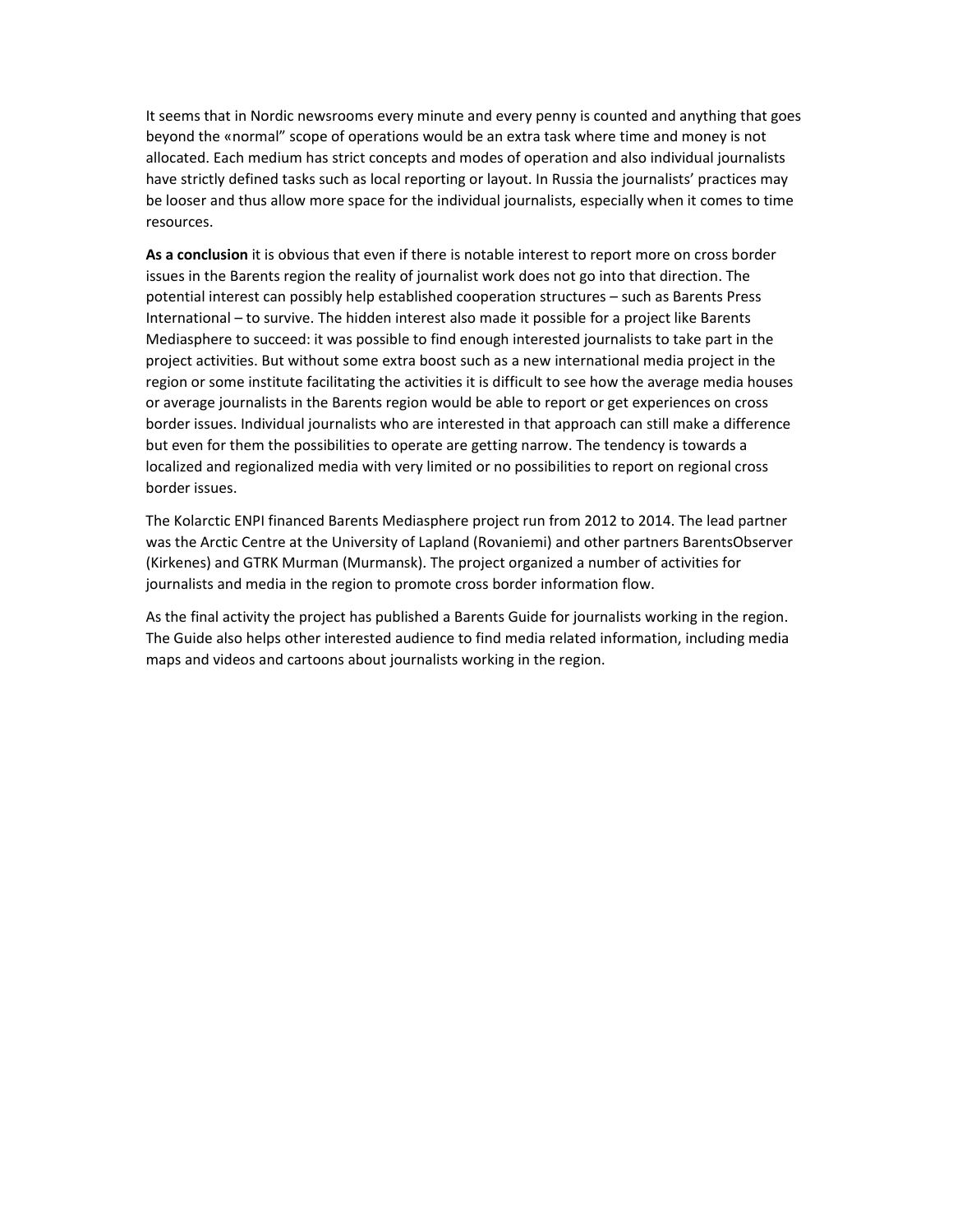It seems that in Nordic newsrooms every minute and every penny is counted and anything that goes beyond the «normal" scope of operations would be an extra task where time and money is not allocated. Each medium has strict concepts and modes of operation and also individual journalists have strictly defined tasks such as local reporting or layout. In Russia the journalists' practices may be looser and thus allow more space for the individual journalists, especially when it comes to time resources.

**As a conclusion** it is obvious that even if there is notable interest to report more on cross border issues in the Barents region the reality of journalist work does not go into that direction. The potential interest can possibly help established cooperation structures – such as Barents Press International – to survive. The hidden interest also made it possible for a project like Barents Mediasphere to succeed: it was possible to find enough interested journalists to take part in the project activities. But without some extra boost such as a new international media project in the region or some institute facilitating the activities it is difficult to see how the average media houses or average journalists in the Barents region would be able to report or get experiences on cross border issues. Individual journalists who are interested in that approach can still make a difference but even for them the possibilities to operate are getting narrow. The tendency is towards a localized and regionalized media with very limited or no possibilities to report on regional cross border issues.

The Kolarctic ENPI financed Barents Mediasphere project run from 2012 to 2014. The lead partner was the Arctic Centre at the University of Lapland (Rovaniemi) and other partners BarentsObserver (Kirkenes) and GTRK Murman (Murmansk). The project organized a number of activities for journalists and media in the region to promote cross border information flow.

As the final activity the project has published a Barents Guide for journalists working in the region. The Guide also helps other interested audience to find media related information, including media maps and videos and cartoons about journalists working in the region.